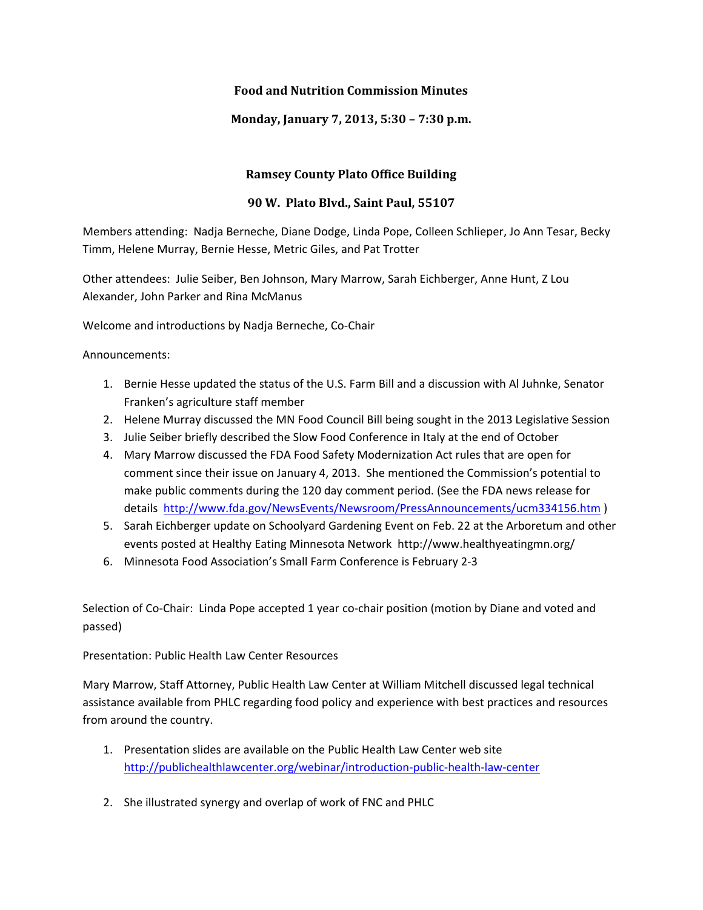# Food and Nutrition Commission Minutes

**Monday, January 7, 2013, 5:30 – 7:30 p.m.**

**Ramsey County Plato Office Building**

**90 W. Plato Blvd., Saint Paul, 55107**

Members attending: Nadja Berneche, Diane Dodge, Linda Pope, Colleen Schlieper, Jo Ann Tesar, Becky Timm, Helene Murray, Bernie Hesse, Metric Giles, and Pat Trotter

Other attendees: Julie Seiber, Ben Johnson, Mary Marrow, Sarah Eichberger, Anne Hunt, Z Lou Alexander, John Parker and Rina McManus

Welcome and introductions by Nadja Berneche, Co-Chair

Announcements:

1. Bernie Hesse updated the status of the U.S. Farm Bill and a discussion with Al Juhnke, Senator Franken's agriculture staff member
2. Helene Murray discussed the MN Food Council Bill being sought in the 2013 Legislative Session
3. Julie Seiber briefly described the Slow Food Conference in Italy at the end of October
4. Mary Marrow discussed the FDA Food Safety Modernization Act rules that are open for comment since their issue on January 4, 2013. She mentioned the Commission's potential to make public comments during the 120 day comment period. (See the FDA news release for details http://www.fda.gov/NewsEvents/Newsroom/PressAnnouncements/ucm334156.htm )
5. Sarah Eichberger update on Schoolyard Gardening Event on Feb. 22 at the Arboretum and other events posted at Healthy Eating Minnesota Network http://www.healthyeatingmn.org/
6. Minnesota Food Association's Small Farm Conference is February 2-3

Selection of Co-Chair: Linda Pope accepted 1 year co-chair position (motion by Diane and voted and passed)

Presentation: Public Health Law Center Resources

Mary Marrow, Staff Attorney, Public Health Law Center at William Mitchell discussed legal technical assistance available from PHLC regarding food policy and experience with best practices and resources from around the country.

1. Presentation slides are available on the Public Health Law Center web site http://publichealthlawcenter.org/webinar/introduction-public-health-law-center
2. She illustrated synergy and overlap of work of FNC and PHLC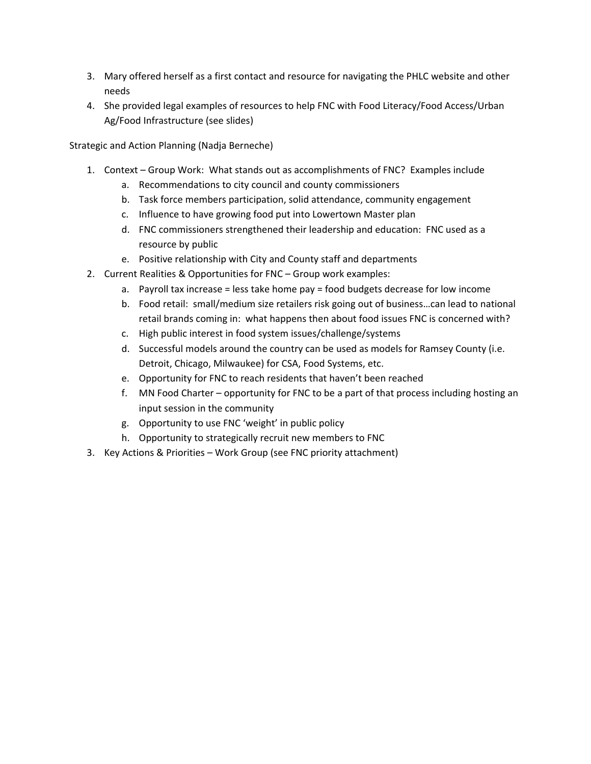3. Mary offered herself as a first contact and resource for navigating the PHLC website and other needs
4. She provided legal examples of resources to help FNC with Food Literacy/Food Access/Urban Ag/Food Infrastructure (see slides)

Strategic and Action Planning (Nadja Berneche)

1. Context – Group Work: What stands out as accomplishments of FNC? Examples include
   a. Recommendations to city council and county commissioners
   b. Task force members participation, solid attendance, community engagement
   c. Influence to have growing food put into Lowertown Master plan
   d. FNC commissioners strengthened their leadership and education: FNC used as a resource by public
   e. Positive relationship with City and County staff and departments
2. Current Realities & Opportunities for FNC – Group work examples:
   a. Payroll tax increase = less take home pay = food budgets decrease for low income
   b. Food retail: small/medium size retailers risk going out of business…can lead to national retail brands coming in: what happens then about food issues FNC is concerned with?
   c. High public interest in food system issues/challenge/systems
   d. Successful models around the country can be used as models for Ramsey County (i.e. Detroit, Chicago, Milwaukee) for CSA, Food Systems, etc.
   e. Opportunity for FNC to reach residents that haven't been reached
   f. MN Food Charter – opportunity for FNC to be a part of that process including hosting an input session in the community
   g. Opportunity to use FNC 'weight' in public policy
   h. Opportunity to strategically recruit new members to FNC
3. Key Actions & Priorities – Work Group (see FNC priority attachment)